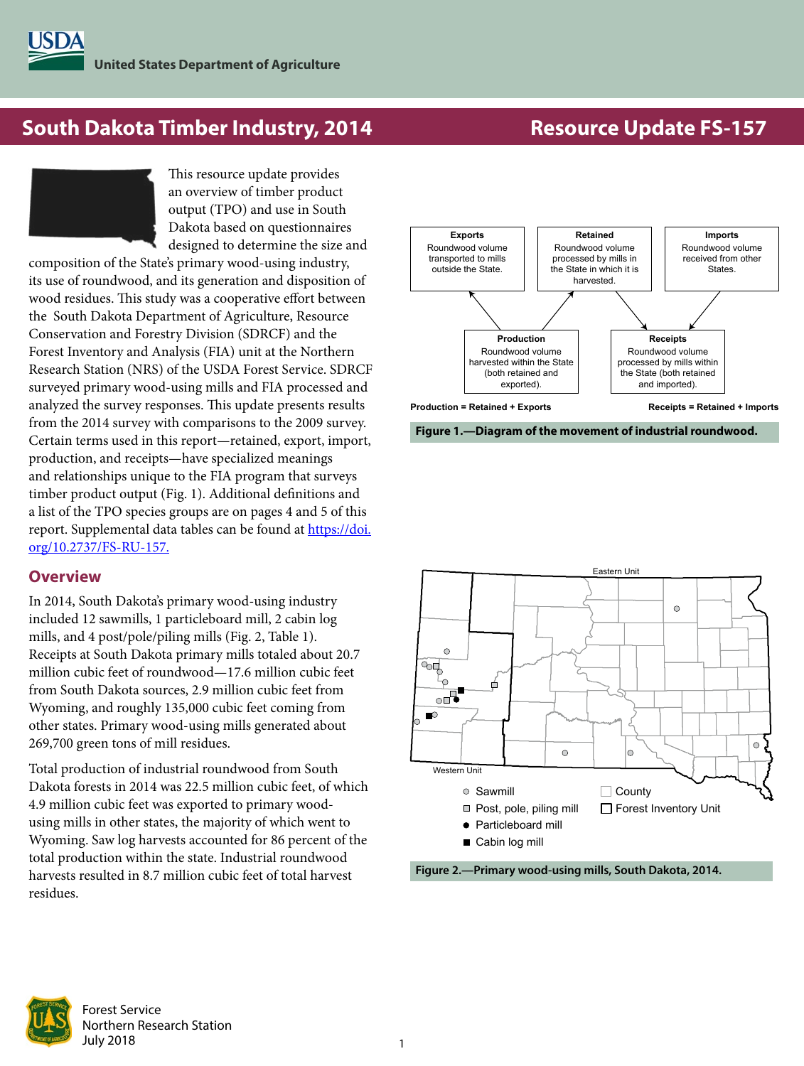United States Department of Agriculture

# South Dakota Timber Industry, 2014

Resource Update FS-157

This resource update provides an overview of timber product output (TPO) and use in South Dakota based on questionnaires designed to determine the size and composition of the State's primary wood-using industry, its use of roundwood, and its generation and disposition of wood residues. This study was a cooperative effort between the South Dakota Department of Agriculture, Resource Conservation and Forestry Division (SDRCF) and the Forest Inventory and Analysis (FIA) unit at the Northern Research Station (NRS) of the USDA Forest Service. SDRCF surveyed primary wood-using mills and FIA processed and analyzed the survey responses. This update presents results from the 2014 survey with comparisons to the 2009 survey. Certain terms used in this report—retained, export, import, production, and receipts—have specialized meanings and relationships unique to the FIA program that surveys timber product output (Fig. 1). Additional definitions and a list of the TPO species groups are on pages 4 and 5 of this report. Supplemental data tables can be found at https://doi.org/10.2737/FS-RU-157.

**Exports**: Roundwood volume transported to mills outside the State.

**Retained**: Roundwood volume processed by mills in the State in which it is harvested.

**Imports**: Roundwood volume received from other States.

**Production**: Roundwood volume harvested within the State (both retained and exported).

**Receipts**: Roundwood volume processed by mills within the State (both retained and imported).

Production = Retained + Exports

Receipts = Retained + Imports

Figure 1.—Diagram of the movement of industrial roundwood.

## Overview

In 2014, South Dakota's primary wood-using industry included 12 sawmills, 1 particleboard mill, 2 cabin log mills, and 4 post/pole/piling mills (Fig. 2, Table 1). Receipts at South Dakota primary mills totaled about 20.7 million cubic feet of roundwood—17.6 million cubic feet from South Dakota sources, 2.9 million cubic feet from Wyoming, and roughly 135,000 cubic feet coming from other states. Primary wood-using mills generated about 269,700 green tons of mill residues.

Total production of industrial roundwood from South Dakota forests in 2014 was 22.5 million cubic feet, of which 4.9 million cubic feet was exported to primary wood-using mills in other states, the majority of which went to Wyoming. Saw log harvests accounted for 86 percent of the total production within the state. Industrial roundwood harvests resulted in 8.7 million cubic feet of total harvest residues.

Eastern Unit

Western Unit

Sawmill

Post, pole, piling mill

Particleboard mill

Cabin log mill

County

Forest Inventory Unit

Figure 2.—Primary wood-using mills, South Dakota, 2014.

Forest Service
Northern Research Station
July 2018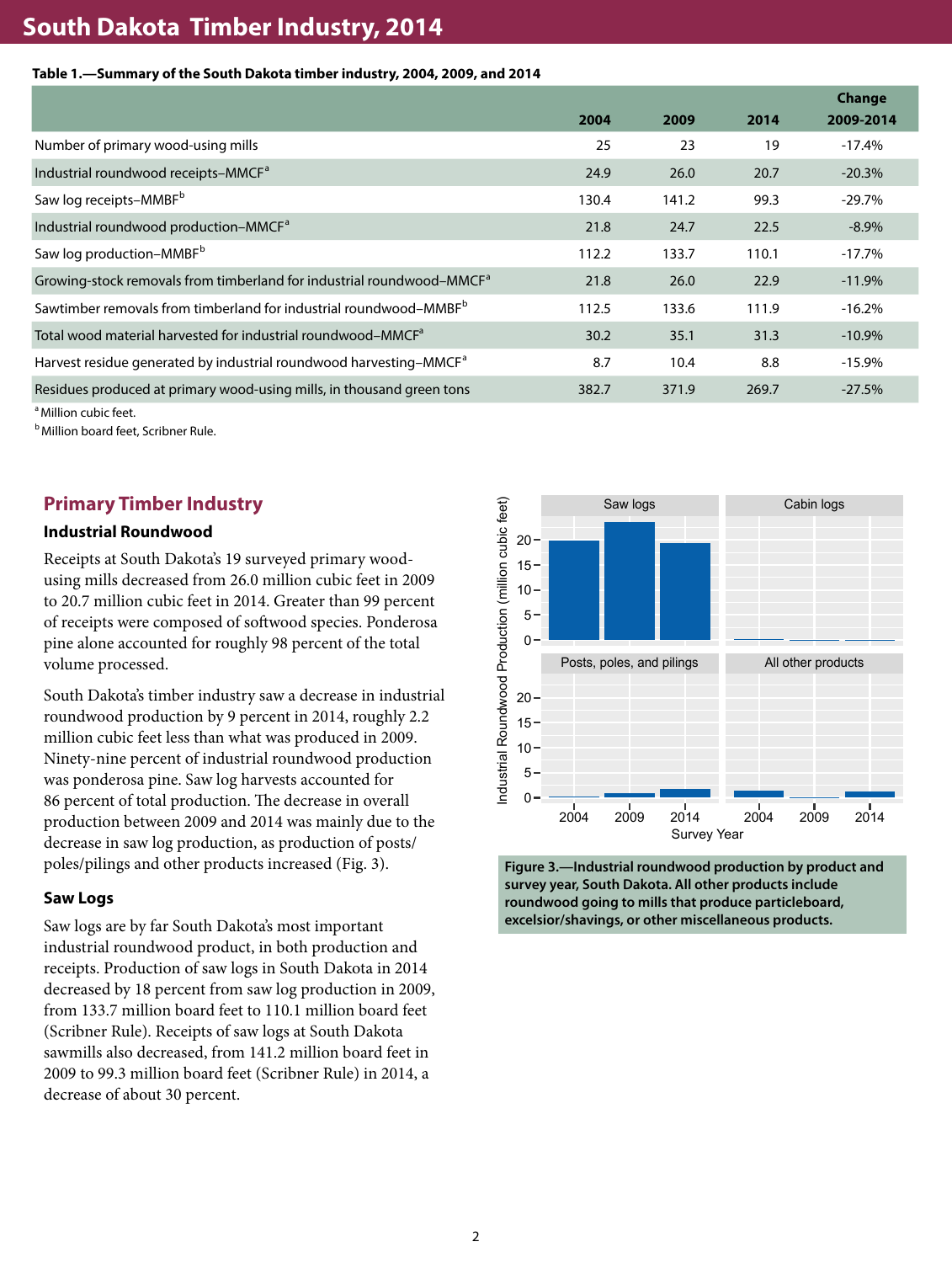# South Dakota Timber Industry, 2014

**Table 1.—Summary of the South Dakota timber industry, 2004, 2009, and 2014**

| | 2004 | 2009 | 2014 | Change 2009-2014 |
|---|---|---|---|---|
| Number of primary wood-using mills | 25 | 23 | 19 | -17.4% |
| Industrial roundwood receipts–MMCF[a] | 24.9 | 26.0 | 20.7 | -20.3% |
| Saw log receipts–MMBF[b] | 130.4 | 141.2 | 99.3 | -29.7% |
| Industrial roundwood production–MMCF[a] | 21.8 | 24.7 | 22.5 | -8.9% |
| Saw log production–MMBF[b] | 112.2 | 133.7 | 110.1 | -17.7% |
| Growing-stock removals from timberland for industrial roundwood–MMCF[a] | 21.8 | 26.0 | 22.9 | -11.9% |
| Sawtimber removals from timberland for industrial roundwood–MMBF[b] | 112.5 | 133.6 | 111.9 | -16.2% |
| Total wood material harvested for industrial roundwood–MMCF[a] | 30.2 | 35.1 | 31.3 | -10.9% |
| Harvest residue generated by industrial roundwood harvesting–MMCF[a] | 8.7 | 10.4 | 8.8 | -15.9% |
| Residues produced at primary wood-using mills, in thousand green tons | 382.7 | 371.9 | 269.7 | -27.5% |

[a] Million cubic feet.
[b] Million board feet, Scribner Rule.

## Primary Timber Industry

### Industrial Roundwood

Receipts at South Dakota's 19 surveyed primary wood-using mills decreased from 26.0 million cubic feet in 2009 to 20.7 million cubic feet in 2014. Greater than 99 percent of receipts were composed of softwood species. Ponderosa pine alone accounted for roughly 98 percent of the total volume processed.

South Dakota's timber industry saw a decrease in industrial roundwood production by 9 percent in 2014, roughly 2.2 million cubic feet less than what was produced in 2009. Ninety-nine percent of industrial roundwood production was ponderosa pine. Saw log harvests accounted for 86 percent of total production. The decrease in overall production between 2009 and 2014 was mainly due to the decrease in saw log production, as production of posts/poles/pilings and other products increased (Fig. 3).

**Figure 3.—Industrial roundwood production by product and survey year, South Dakota. All other products include roundwood going to mills that produce particleboard, excelsior/shavings, or other miscellaneous products.**

### Saw Logs

Saw logs are by far South Dakota's most important industrial roundwood product, in both production and receipts. Production of saw logs in South Dakota in 2014 decreased by 18 percent from saw log production in 2009, from 133.7 million board feet to 110.1 million board feet (Scribner Rule). Receipts of saw logs at South Dakota sawmills also decreased, from 141.2 million board feet in 2009 to 99.3 million board feet (Scribner Rule) in 2014, a decrease of about 30 percent.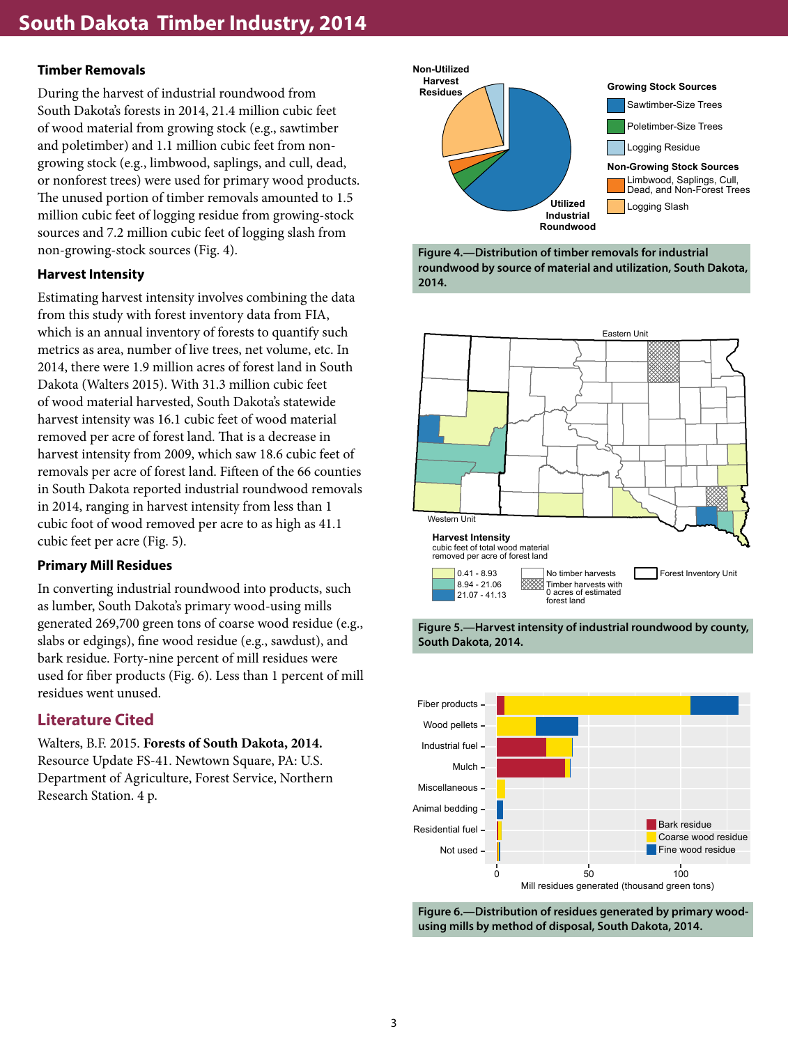# South Dakota Timber Industry, 2014

## Timber Removals

During the harvest of industrial roundwood from South Dakota's forests in 2014, 21.4 million cubic feet of wood material from growing stock (e.g., sawtimber and poletimber) and 1.1 million cubic feet from non-growing stock (e.g., limbwood, saplings, and cull, dead, or nonforest trees) were used for primary wood products. The unused portion of timber removals amounted to 1.5 million cubic feet of logging residue from growing-stock sources and 7.2 million cubic feet of logging slash from non-growing-stock sources (Fig. 4).

## Harvest Intensity

Estimating harvest intensity involves combining the data from this study with forest inventory data from FIA, which is an annual inventory of forests to quantify such metrics as area, number of live trees, net volume, etc. In 2014, there were 1.9 million acres of forest land in South Dakota (Walters 2015). With 31.3 million cubic feet of wood material harvested, South Dakota's statewide harvest intensity was 16.1 cubic feet of wood material removed per acre of forest land. That is a decrease in harvest intensity from 2009, which saw 18.6 cubic feet of removals per acre of forest land. Fifteen of the 66 counties in South Dakota reported industrial roundwood removals in 2014, ranging in harvest intensity from less than 1 cubic foot of wood removed per acre to as high as 41.1 cubic feet per acre (Fig. 5).

## Primary Mill Residues

In converting industrial roundwood into products, such as lumber, South Dakota's primary wood-using mills generated 269,700 green tons of coarse wood residue (e.g., slabs or edgings), fine wood residue (e.g., sawdust), and bark residue. Forty-nine percent of mill residues were used for fiber products (Fig. 6). Less than 1 percent of mill residues went unused.

## Literature Cited

Walters, B.F. 2015. **Forests of South Dakota, 2014.** Resource Update FS-41. Newtown Square, PA: U.S. Department of Agriculture, Forest Service, Northern Research Station. 4 p.

**Figure 4.—Distribution of timber removals for industrial roundwood by source of material and utilization, South Dakota, 2014.**

**Figure 5.—Harvest intensity of industrial roundwood by county, South Dakota, 2014.**

**Figure 6.—Distribution of residues generated by primary wood-using mills by method of disposal, South Dakota, 2014.**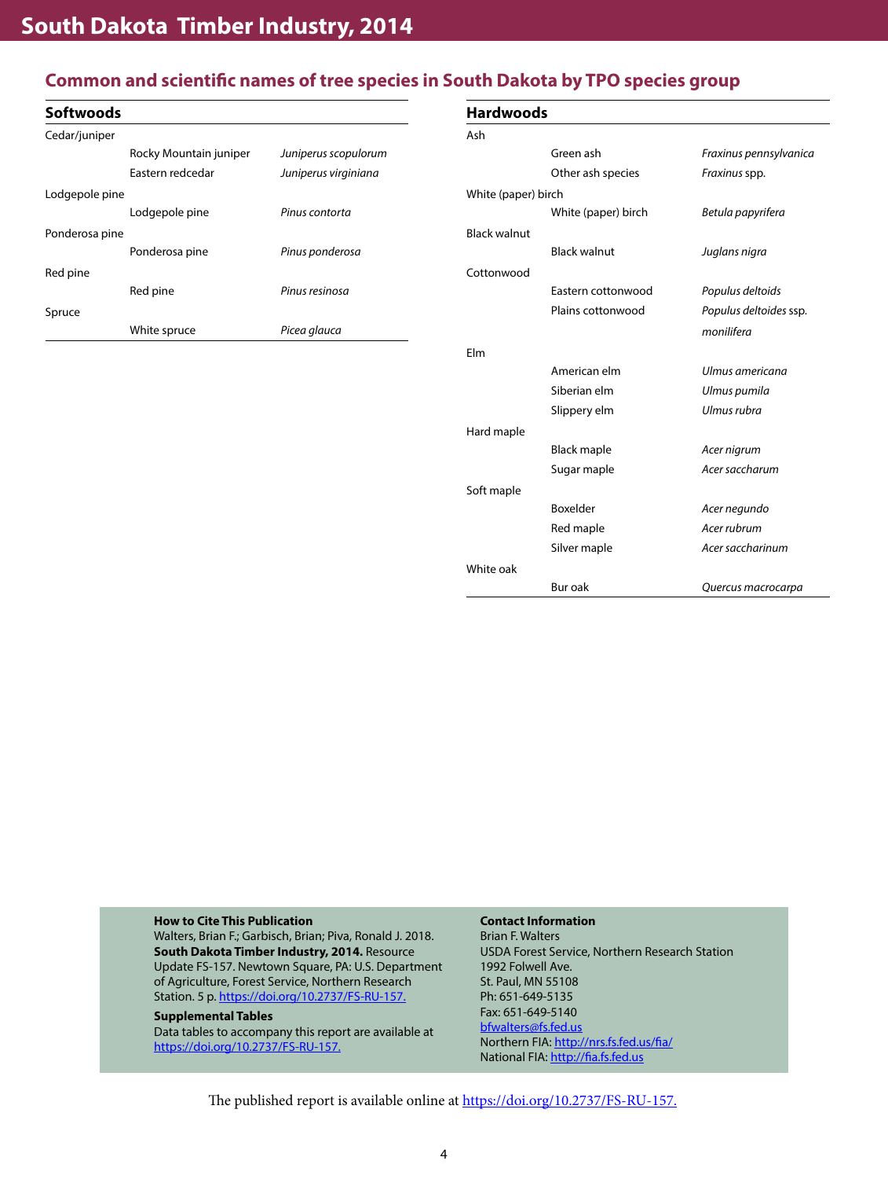## Common and scientific names of tree species in South Dakota by TPO species group

| Softwoods | | |
|---|---|---|
| Cedar/juniper | | |
| | Rocky Mountain juniper | *Juniperus scopulorum* |
| | Eastern redcedar | *Juniperus virginiana* |
| Lodgepole pine | | |
| | Lodgepole pine | *Pinus contorta* |
| Ponderosa pine | | |
| | Ponderosa pine | *Pinus ponderosa* |
| Red pine | | |
| | Red pine | *Pinus resinosa* |
| Spruce | | |
| | White spruce | *Picea glauca* |

| Hardwoods | | |
|---|---|---|
| Ash | | |
| | Green ash | *Fraxinus pennsylvanica* |
| | Other ash species | *Fraxinus* spp. |
| White (paper) birch | | |
| | White (paper) birch | *Betula papyrifera* |
| Black walnut | | |
| | Black walnut | *Juglans nigra* |
| Cottonwood | | |
| | Eastern cottonwood | *Populus deltoids* |
| | Plains cottonwood | *Populus deltoides* ssp. *monilifera* |
| Elm | | |
| | American elm | *Ulmus americana* |
| | Siberian elm | *Ulmus pumila* |
| | Slippery elm | *Ulmus rubra* |
| Hard maple | | |
| | Black maple | *Acer nigrum* |
| | Sugar maple | *Acer saccharum* |
| Soft maple | | |
| | Boxelder | *Acer negundo* |
| | Red maple | *Acer rubrum* |
| | Silver maple | *Acer saccharinum* |
| White oak | | |
| | Bur oak | *Quercus macrocarpa* |

**How to Cite This Publication**
Walters, Brian F.; Garbisch, Brian; Piva, Ronald J. 2018. **South Dakota Timber Industry, 2014.** Resource Update FS-157. Newtown Square, PA: U.S. Department of Agriculture, Forest Service, Northern Research Station. 5 p. https://doi.org/10.2737/FS-RU-157.

**Supplemental Tables**
Data tables to accompany this report are available at https://doi.org/10.2737/FS-RU-157.

**Contact Information**
Brian F. Walters
USDA Forest Service, Northern Research Station
1992 Folwell Ave.
St. Paul, MN 55108
Ph: 651-649-5135
Fax: 651-649-5140
bfwalters@fs.fed.us
Northern FIA: http://nrs.fs.fed.us/fia/
National FIA: http://fia.fs.fed.us

The published report is available online at https://doi.org/10.2737/FS-RU-157.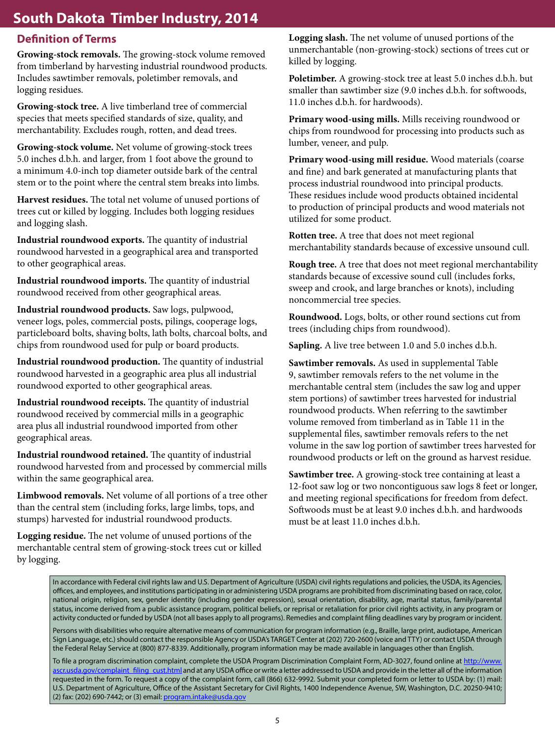# South Dakota Timber Industry, 2014

## Definition of Terms

**Growing-stock removals.** The growing-stock volume removed from timberland by harvesting industrial roundwood products. Includes sawtimber removals, poletimber removals, and logging residues.

**Growing-stock tree.** A live timberland tree of commercial species that meets specified standards of size, quality, and merchantability. Excludes rough, rotten, and dead trees.

**Growing-stock volume.** Net volume of growing-stock trees 5.0 inches d.b.h. and larger, from 1 foot above the ground to a minimum 4.0-inch top diameter outside bark of the central stem or to the point where the central stem breaks into limbs.

**Harvest residues.** The total net volume of unused portions of trees cut or killed by logging. Includes both logging residues and logging slash.

**Industrial roundwood exports.** The quantity of industrial roundwood harvested in a geographical area and transported to other geographical areas.

**Industrial roundwood imports.** The quantity of industrial roundwood received from other geographical areas.

**Industrial roundwood products.** Saw logs, pulpwood, veneer logs, poles, commercial posts, pilings, cooperage logs, particleboard bolts, shaving bolts, lath bolts, charcoal bolts, and chips from roundwood used for pulp or board products.

**Industrial roundwood production.** The quantity of industrial roundwood harvested in a geographic area plus all industrial roundwood exported to other geographical areas.

**Industrial roundwood receipts.** The quantity of industrial roundwood received by commercial mills in a geographic area plus all industrial roundwood imported from other geographical areas.

**Industrial roundwood retained.** The quantity of industrial roundwood harvested from and processed by commercial mills within the same geographical area.

**Limbwood removals.** Net volume of all portions of a tree other than the central stem (including forks, large limbs, tops, and stumps) harvested for industrial roundwood products.

**Logging residue.** The net volume of unused portions of the merchantable central stem of growing-stock trees cut or killed by logging.

**Logging slash.** The net volume of unused portions of the unmerchantable (non-growing-stock) sections of trees cut or killed by logging.

**Poletimber.** A growing-stock tree at least 5.0 inches d.b.h. but smaller than sawtimber size (9.0 inches d.b.h. for softwoods, 11.0 inches d.b.h. for hardwoods).

**Primary wood-using mills.** Mills receiving roundwood or chips from roundwood for processing into products such as lumber, veneer, and pulp.

**Primary wood-using mill residue.** Wood materials (coarse and fine) and bark generated at manufacturing plants that process industrial roundwood into principal products. These residues include wood products obtained incidental to production of principal products and wood materials not utilized for some product.

**Rotten tree.** A tree that does not meet regional merchantability standards because of excessive unsound cull.

**Rough tree.** A tree that does not meet regional merchantability standards because of excessive sound cull (includes forks, sweep and crook, and large branches or knots), including noncommercial tree species.

**Roundwood.** Logs, bolts, or other round sections cut from trees (including chips from roundwood).

**Sapling.** A live tree between 1.0 and 5.0 inches d.b.h.

**Sawtimber removals.** As used in supplemental Table 9, sawtimber removals refers to the net volume in the merchantable central stem (includes the saw log and upper stem portions) of sawtimber trees harvested for industrial roundwood products. When referring to the sawtimber volume removed from timberland as in Table 11 in the supplemental files, sawtimber removals refers to the net volume in the saw log portion of sawtimber trees harvested for roundwood products or left on the ground as harvest residue.

**Sawtimber tree.** A growing-stock tree containing at least a 12-foot saw log or two noncontiguous saw logs 8 feet or longer, and meeting regional specifications for freedom from defect. Softwoods must be at least 9.0 inches d.b.h. and hardwoods must be at least 11.0 inches d.b.h.

In accordance with Federal civil rights law and U.S. Department of Agriculture (USDA) civil rights regulations and policies, the USDA, its Agencies, offices, and employees, and institutions participating in or administering USDA programs are prohibited from discriminating based on race, color, national origin, religion, sex, gender identity (including gender expression), sexual orientation, disability, age, marital status, family/parental status, income derived from a public assistance program, political beliefs, or reprisal or retaliation for prior civil rights activity, in any program or activity conducted or funded by USDA (not all bases apply to all programs). Remedies and complaint filing deadlines vary by program or incident.

Persons with disabilities who require alternative means of communication for program information (e.g., Braille, large print, audiotape, American Sign Language, etc.) should contact the responsible Agency or USDA's TARGET Center at (202) 720-2600 (voice and TTY) or contact USDA through the Federal Relay Service at (800) 877-8339. Additionally, program information may be made available in languages other than English.

To file a program discrimination complaint, complete the USDA Program Discrimination Complaint Form, AD-3027, found online at http://www.ascr.usda.gov/complaint_filing_cust.html and at any USDA office or write a letter addressed to USDA and provide in the letter all of the information requested in the form. To request a copy of the complaint form, call (866) 632-9992. Submit your completed form or letter to USDA by: (1) mail: U.S. Department of Agriculture, Office of the Assistant Secretary for Civil Rights, 1400 Independence Avenue, SW, Washington, D.C. 20250-9410; (2) fax: (202) 690-7442; or (3) email: program.intake@usda.gov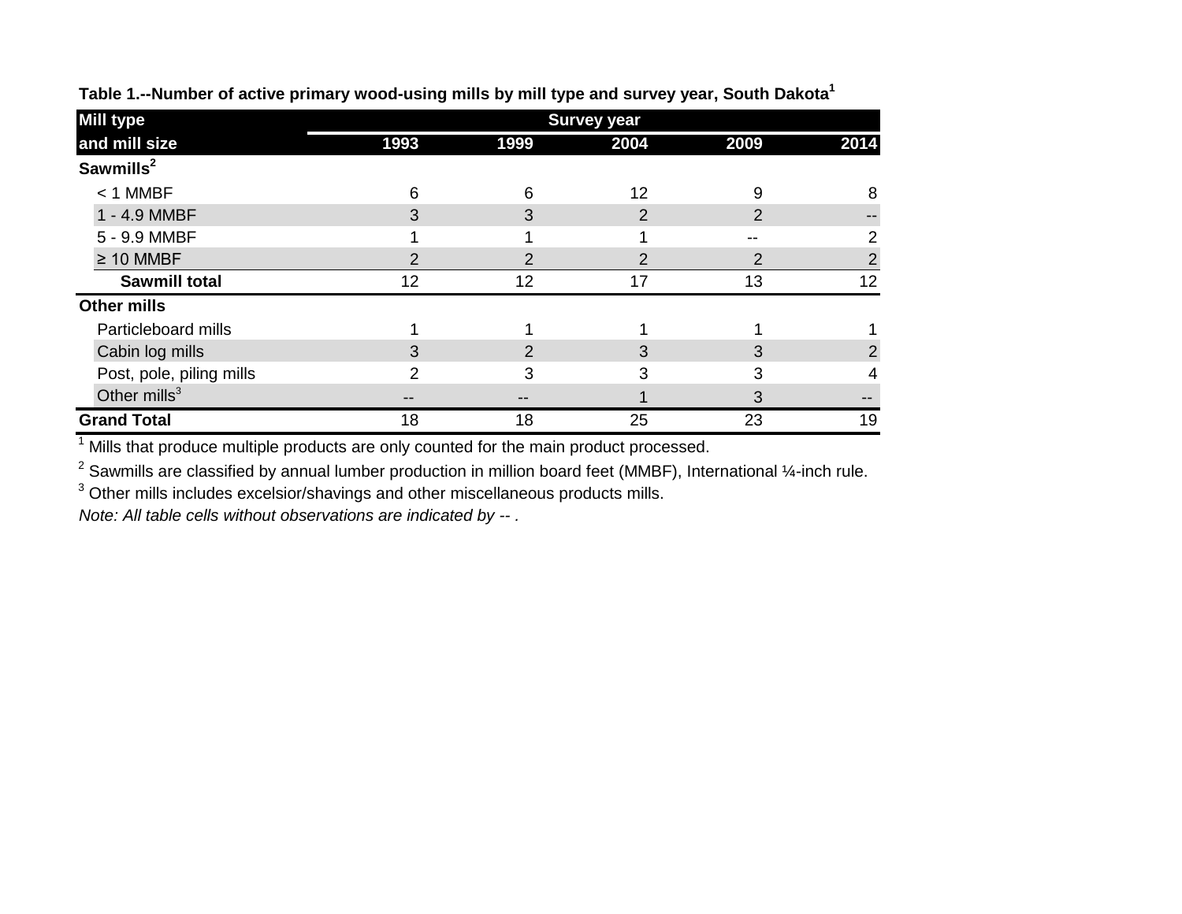**Table 1.--Number of active primary wood-using mills by mill type and survey year, South Dakota[1]**

| Mill type and mill size | Survey year 1993 | 1999 | 2004 | 2009 | 2014 |
|---|---|---|---|---|---|
| **Sawmills[2]** | | | | | |
| < 1 MMBF | 6 | 6 | 12 | 9 | 8 |
| 1 - 4.9 MMBF | 3 | 3 | 2 | 2 | -- |
| 5 - 9.9 MMBF | 1 | 1 | 1 | -- | 2 |
| ≥ 10 MMBF | 2 | 2 | 2 | 2 | 2 |
| **Sawmill total** | 12 | 12 | 17 | 13 | 12 |
| **Other mills** | | | | | |
| Particleboard mills | 1 | 1 | 1 | 1 | 1 |
| Cabin log mills | 3 | 2 | 3 | 3 | 2 |
| Post, pole, piling mills | 2 | 3 | 3 | 3 | 4 |
| Other mills[3] | -- | -- | 1 | 3 | -- |
| **Grand Total** | 18 | 18 | 25 | 23 | 19 |

[1] Mills that produce multiple products are only counted for the main product processed.

[2] Sawmills are classified by annual lumber production in million board feet (MMBF), International ¼-inch rule.

[3] Other mills includes excelsior/shavings and other miscellaneous products mills.

*Note: All table cells without observations are indicated by -- .*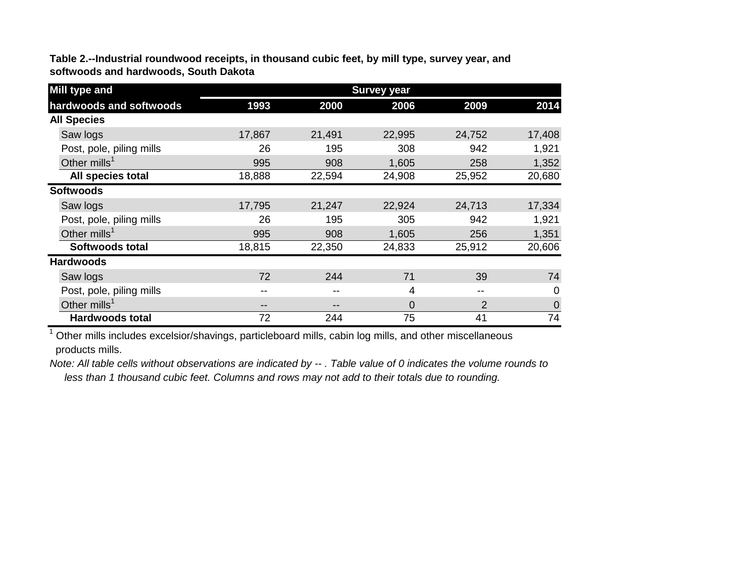**Table 2.--Industrial roundwood receipts, in thousand cubic feet, by mill type, survey year, and softwoods and hardwoods, South Dakota**

| Mill type and | Survey year | | | | |
|---|---|---|---|---|---|
| hardwoods and softwoods | 1993 | 2000 | 2006 | 2009 | 2014 |
| **All Species** | | | | | |
| Saw logs | 17,867 | 21,491 | 22,995 | 24,752 | 17,408 |
| Post, pole, piling mills | 26 | 195 | 308 | 942 | 1,921 |
| Other mills[1] | 995 | 908 | 1,605 | 258 | 1,352 |
| **All species total** | 18,888 | 22,594 | 24,908 | 25,952 | 20,680 |
| **Softwoods** | | | | | |
| Saw logs | 17,795 | 21,247 | 22,924 | 24,713 | 17,334 |
| Post, pole, piling mills | 26 | 195 | 305 | 942 | 1,921 |
| Other mills[1] | 995 | 908 | 1,605 | 256 | 1,351 |
| **Softwoods total** | 18,815 | 22,350 | 24,833 | 25,912 | 20,606 |
| **Hardwoods** | | | | | |
| Saw logs | 72 | 244 | 71 | 39 | 74 |
| Post, pole, piling mills | -- | -- | 4 | -- | 0 |
| Other mills[1] | -- | -- | 0 | 2 | 0 |
| **Hardwoods total** | 72 | 244 | 75 | 41 | 74 |

[1] Other mills includes excelsior/shavings, particleboard mills, cabin log mills, and other miscellaneous products mills.

*Note: All table cells without observations are indicated by -- . Table value of 0 indicates the volume rounds to less than 1 thousand cubic feet. Columns and rows may not add to their totals due to rounding.*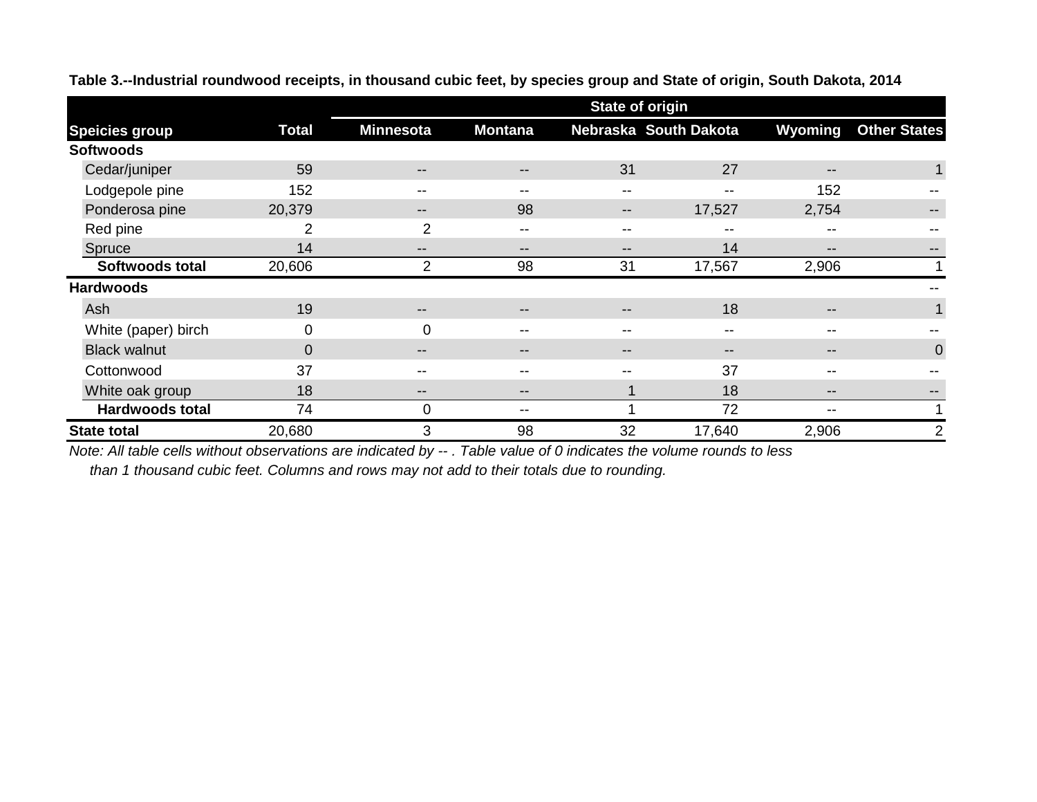**Table 3.--Industrial roundwood receipts, in thousand cubic feet, by species group and State of origin, South Dakota, 2014**

| Speicies group | Total | State of origin | | | | | |
|---|---|---|---|---|---|---|---|
| | | Minnesota | Montana | Nebraska | South Dakota | Wyoming | Other States |
| **Softwoods** | | | | | | | |
| Cedar/juniper | 59 | -- | -- | 31 | 27 | -- | 1 |
| Lodgepole pine | 152 | -- | -- | -- | -- | 152 | -- |
| Ponderosa pine | 20,379 | -- | 98 | -- | 17,527 | 2,754 | -- |
| Red pine | 2 | 2 | -- | -- | -- | -- | -- |
| Spruce | 14 | -- | -- | -- | 14 | -- | -- |
| **Softwoods total** | 20,606 | 2 | 98 | 31 | 17,567 | 2,906 | 1 |
| **Hardwoods** | | | | | | | -- |
| Ash | 19 | -- | -- | -- | 18 | -- | 1 |
| White (paper) birch | 0 | 0 | -- | -- | -- | -- | -- |
| Black walnut | 0 | -- | -- | -- | -- | -- | 0 |
| Cottonwood | 37 | -- | -- | -- | 37 | -- | -- |
| White oak group | 18 | -- | -- | 1 | 18 | -- | -- |
| **Hardwoods total** | 74 | 0 | -- | 1 | 72 | -- | 1 |
| **State total** | 20,680 | 3 | 98 | 32 | 17,640 | 2,906 | 2 |

*Note: All table cells without observations are indicated by -- . Table value of 0 indicates the volume rounds to less than 1 thousand cubic feet. Columns and rows may not add to their totals due to rounding.*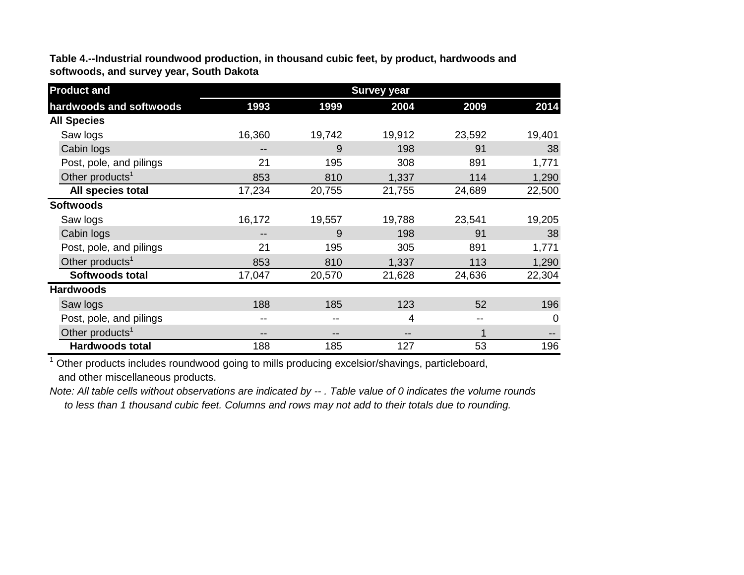**Table 4.--Industrial roundwood production, in thousand cubic feet, by product, hardwoods and softwoods, and survey year, South Dakota**

| Product and hardwoods and softwoods | Survey year 1993 | 1999 | 2004 | 2009 | 2014 |
|---|---|---|---|---|---|
| **All Species** | | | | | |
| Saw logs | 16,360 | 19,742 | 19,912 | 23,592 | 19,401 |
| Cabin logs | -- | 9 | 198 | 91 | 38 |
| Post, pole, and pilings | 21 | 195 | 308 | 891 | 1,771 |
| Other products[1] | 853 | 810 | 1,337 | 114 | 1,290 |
| **All species total** | 17,234 | 20,755 | 21,755 | 24,689 | 22,500 |
| **Softwoods** | | | | | |
| Saw logs | 16,172 | 19,557 | 19,788 | 23,541 | 19,205 |
| Cabin logs | -- | 9 | 198 | 91 | 38 |
| Post, pole, and pilings | 21 | 195 | 305 | 891 | 1,771 |
| Other products[1] | 853 | 810 | 1,337 | 113 | 1,290 |
| **Softwoods total** | 17,047 | 20,570 | 21,628 | 24,636 | 22,304 |
| **Hardwoods** | | | | | |
| Saw logs | 188 | 185 | 123 | 52 | 196 |
| Post, pole, and pilings | -- | -- | 4 | -- | 0 |
| Other products[1] | -- | -- | -- | 1 | -- |
| **Hardwoods total** | 188 | 185 | 127 | 53 | 196 |

[1] Other products includes roundwood going to mills producing excelsior/shavings, particleboard, and other miscellaneous products.

*Note: All table cells without observations are indicated by -- . Table value of 0 indicates the volume rounds to less than 1 thousand cubic feet. Columns and rows may not add to their totals due to rounding.*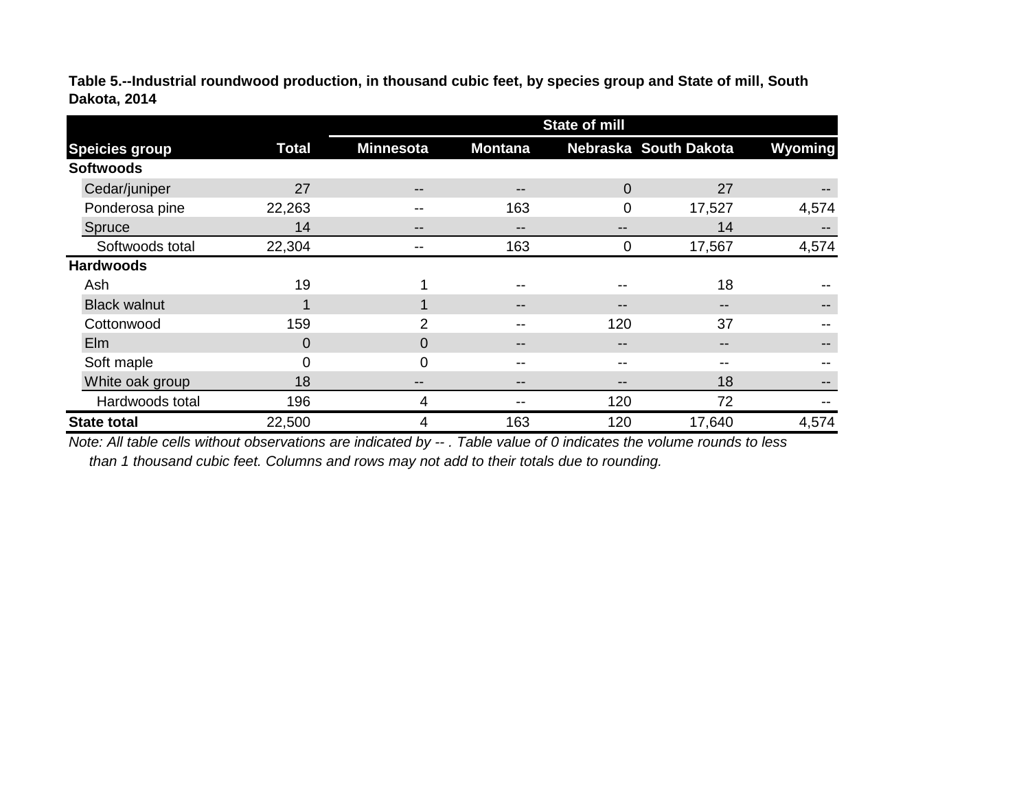**Table 5.--Industrial roundwood production, in thousand cubic feet, by species group and State of mill, South Dakota, 2014**

| Speicies group | Total | State of mill | | | | |
|---|---|---|---|---|---|---|
| | | Minnesota | Montana | Nebraska | South Dakota | Wyoming |
| **Softwoods** | | | | | | |
| Cedar/juniper | 27 | -- | -- | 0 | 27 | -- |
| Ponderosa pine | 22,263 | -- | 163 | 0 | 17,527 | 4,574 |
| Spruce | 14 | -- | -- | -- | 14 | -- |
| Softwoods total | 22,304 | -- | 163 | 0 | 17,567 | 4,574 |
| **Hardwoods** | | | | | | |
| Ash | 19 | 1 | -- | -- | 18 | -- |
| Black walnut | 1 | 1 | -- | -- | -- | -- |
| Cottonwood | 159 | 2 | -- | 120 | 37 | -- |
| Elm | 0 | 0 | -- | -- | -- | -- |
| Soft maple | 0 | 0 | -- | -- | -- | -- |
| White oak group | 18 | -- | -- | -- | 18 | -- |
| Hardwoods total | 196 | 4 | -- | 120 | 72 | -- |
| **State total** | 22,500 | 4 | 163 | 120 | 17,640 | 4,574 |

*Note: All table cells without observations are indicated by -- . Table value of 0 indicates the volume rounds to less than 1 thousand cubic feet. Columns and rows may not add to their totals due to rounding.*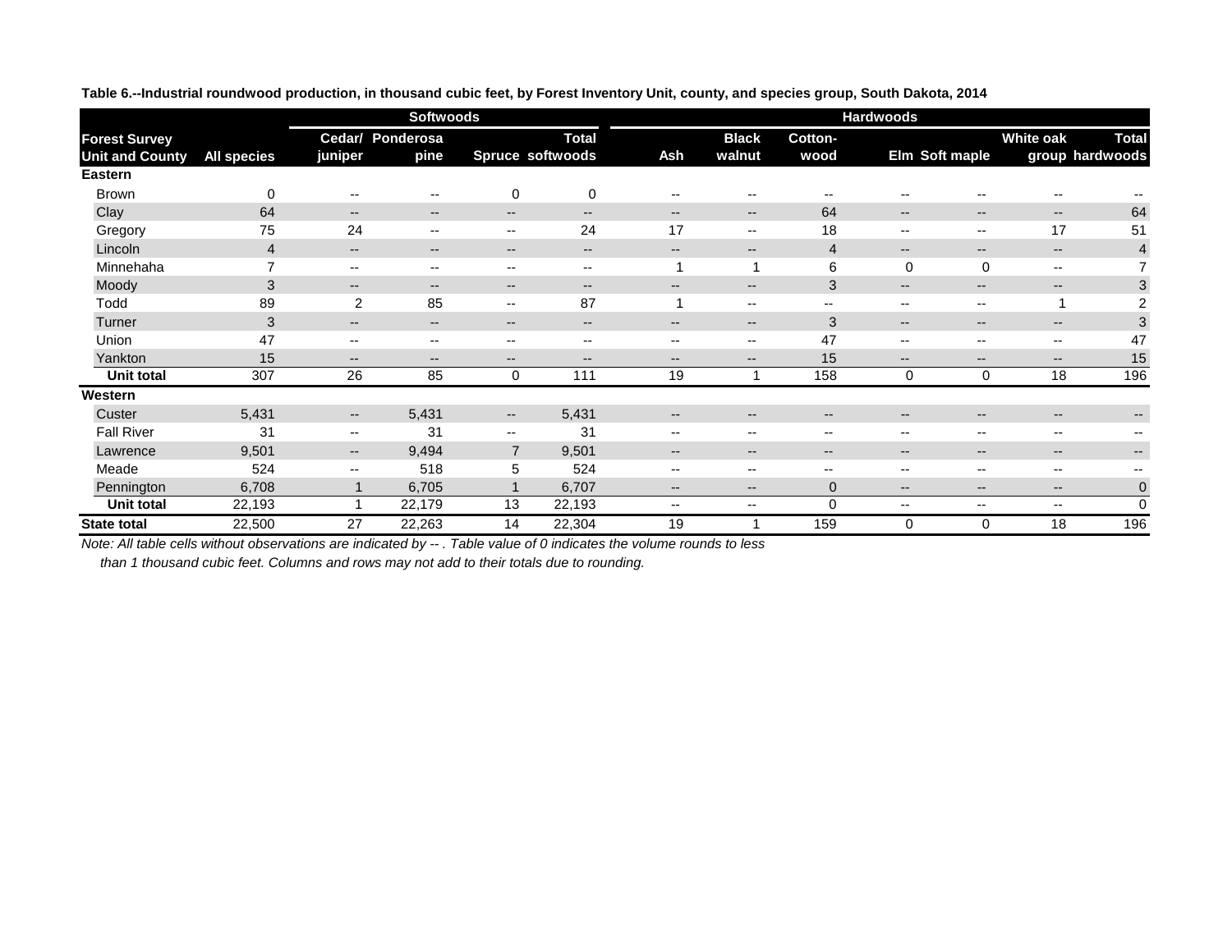**Table 6.--Industrial roundwood production, in thousand cubic feet, by Forest Inventory Unit, county, and species group, South Dakota, 2014**

| | | Softwoods | | | | Hardwoods | | | | | | |
|---|---|---|---|---|---|---|---|---|---|---|---|---|
| Forest Survey Unit and County | All species | Cedar/ juniper | Ponderosa pine | Spruce | Total softwoods | Ash | Black walnut | Cotton- wood | Elm | Soft maple | White oak group | Total hardwoods |
| **Eastern** | | | | | | | | | | | | |
| Brown | 0 | -- | -- | 0 | 0 | -- | -- | -- | -- | -- | -- | -- |
| Clay | 64 | -- | -- | -- | -- | -- | -- | 64 | -- | -- | -- | 64 |
| Gregory | 75 | 24 | -- | -- | 24 | 17 | -- | 18 | -- | -- | 17 | 51 |
| Lincoln | 4 | -- | -- | -- | -- | -- | -- | 4 | -- | -- | -- | 4 |
| Minnehaha | 7 | -- | -- | -- | -- | 1 | 1 | 6 | 0 | 0 | -- | 7 |
| Moody | 3 | -- | -- | -- | -- | -- | -- | 3 | -- | -- | -- | 3 |
| Todd | 89 | 2 | 85 | -- | 87 | 1 | -- | -- | -- | -- | 1 | 2 |
| Turner | 3 | -- | -- | -- | -- | -- | -- | 3 | -- | -- | -- | 3 |
| Union | 47 | -- | -- | -- | -- | -- | -- | 47 | -- | -- | -- | 47 |
| Yankton | 15 | -- | -- | -- | -- | -- | -- | 15 | -- | -- | -- | 15 |
| **Unit total** | 307 | 26 | 85 | 0 | 111 | 19 | 1 | 158 | 0 | 0 | 18 | 196 |
| **Western** | | | | | | | | | | | | |
| Custer | 5,431 | -- | 5,431 | -- | 5,431 | -- | -- | -- | -- | -- | -- | -- |
| Fall River | 31 | -- | 31 | -- | 31 | -- | -- | -- | -- | -- | -- | -- |
| Lawrence | 9,501 | -- | 9,494 | 7 | 9,501 | -- | -- | -- | -- | -- | -- | -- |
| Meade | 524 | -- | 518 | 5 | 524 | -- | -- | -- | -- | -- | -- | -- |
| Pennington | 6,708 | 1 | 6,705 | 1 | 6,707 | -- | -- | 0 | -- | -- | -- | 0 |
| **Unit total** | 22,193 | 1 | 22,179 | 13 | 22,193 | -- | -- | 0 | -- | -- | -- | 0 |
| **State total** | 22,500 | 27 | 22,263 | 14 | 22,304 | 19 | 1 | 159 | 0 | 0 | 18 | 196 |

*Note: All table cells without observations are indicated by -- . Table value of 0 indicates the volume rounds to less than 1 thousand cubic feet. Columns and rows may not add to their totals due to rounding.*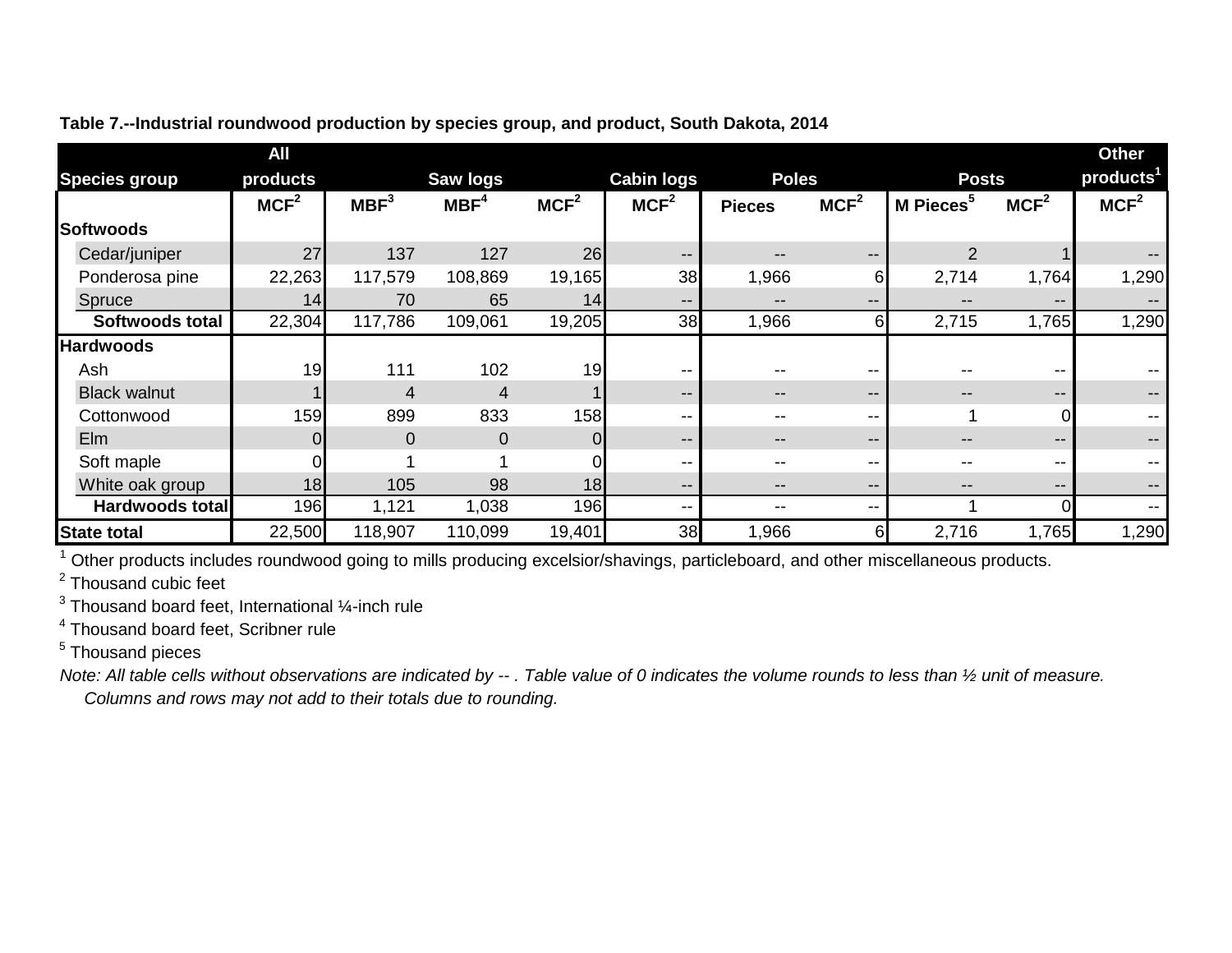**Table 7.--Industrial roundwood production by species group, and product, South Dakota, 2014**

| Species group | All products | Saw logs | | | Cabin logs | Poles | | Posts | | Other products[1] |
|---|---|---|---|---|---|---|---|---|---|---|
| | MCF[2] | MBF[3] | MBF[4] | MCF[2] | MCF[2] | Pieces | MCF[2] | M Pieces[5] | MCF[2] | MCF[2] |
| **Softwoods** | | | | | | | | | | |
| Cedar/juniper | 27 | 137 | 127 | 26 | -- | -- | -- | 2 | 1 | -- |
| Ponderosa pine | 22,263 | 117,579 | 108,869 | 19,165 | 38 | 1,966 | 6 | 2,714 | 1,764 | 1,290 |
| Spruce | 14 | 70 | 65 | 14 | -- | -- | -- | -- | -- | -- |
| **Softwoods total** | 22,304 | 117,786 | 109,061 | 19,205 | 38 | 1,966 | 6 | 2,715 | 1,765 | 1,290 |
| **Hardwoods** | | | | | | | | | | |
| Ash | 19 | 111 | 102 | 19 | -- | -- | -- | -- | -- | -- |
| Black walnut | 1 | 4 | 4 | 1 | -- | -- | -- | -- | -- | -- |
| Cottonwood | 159 | 899 | 833 | 158 | -- | -- | -- | 1 | 0 | -- |
| Elm | 0 | 0 | 0 | 0 | -- | -- | -- | -- | -- | -- |
| Soft maple | 0 | 1 | 1 | 0 | -- | -- | -- | -- | -- | -- |
| White oak group | 18 | 105 | 98 | 18 | -- | -- | -- | -- | -- | -- |
| **Hardwoods total** | 196 | 1,121 | 1,038 | 196 | -- | -- | -- | 1 | 0 | -- |
| **State total** | 22,500 | 118,907 | 110,099 | 19,401 | 38 | 1,966 | 6 | 2,716 | 1,765 | 1,290 |

[1] Other products includes roundwood going to mills producing excelsior/shavings, particleboard, and other miscellaneous products.

[2] Thousand cubic feet

[3] Thousand board feet, International ¼-inch rule

[4] Thousand board feet, Scribner rule

[5] Thousand pieces

*Note: All table cells without observations are indicated by -- . Table value of 0 indicates the volume rounds to less than ½ unit of measure. Columns and rows may not add to their totals due to rounding.*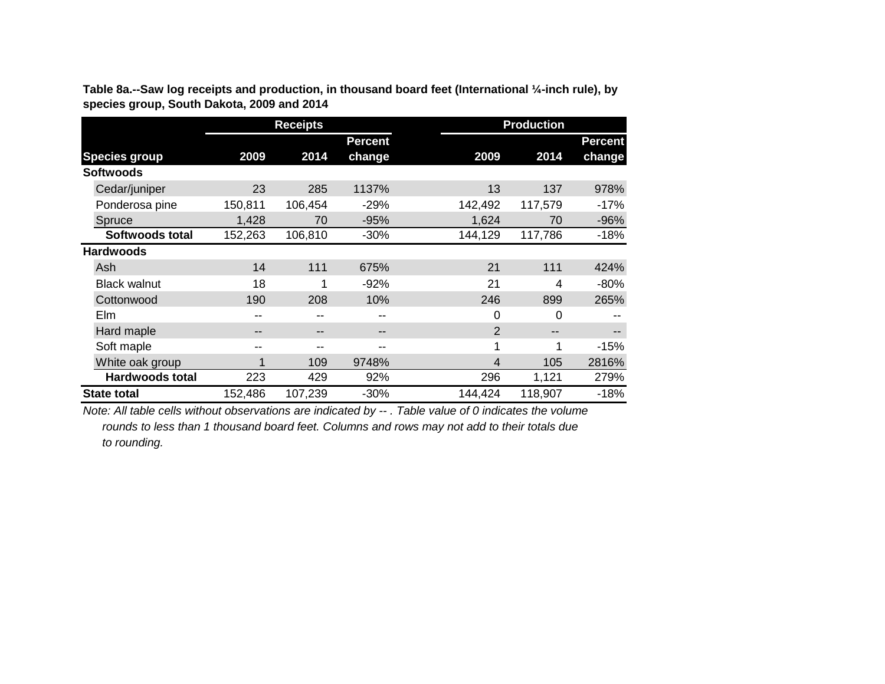**Table 8a.--Saw log receipts and production, in thousand board feet (International ¼-inch rule), by species group, South Dakota, 2009 and 2014**

| | Receipts | | | Production | | |
|---|---|---|---|---|---|---|
| Species group | 2009 | 2014 | Percent change | 2009 | 2014 | Percent change |
| **Softwoods** | | | | | | |
| Cedar/juniper | 23 | 285 | 1137% | 13 | 137 | 978% |
| Ponderosa pine | 150,811 | 106,454 | -29% | 142,492 | 117,579 | -17% |
| Spruce | 1,428 | 70 | -95% | 1,624 | 70 | -96% |
| **Softwoods total** | 152,263 | 106,810 | -30% | 144,129 | 117,786 | -18% |
| **Hardwoods** | | | | | | |
| Ash | 14 | 111 | 675% | 21 | 111 | 424% |
| Black walnut | 18 | 1 | -92% | 21 | 4 | -80% |
| Cottonwood | 190 | 208 | 10% | 246 | 899 | 265% |
| Elm | -- | -- | -- | 0 | 0 | -- |
| Hard maple | -- | -- | -- | 2 | -- | -- |
| Soft maple | -- | -- | -- | 1 | 1 | -15% |
| White oak group | 1 | 109 | 9748% | 4 | 105 | 2816% |
| **Hardwoods total** | 223 | 429 | 92% | 296 | 1,121 | 279% |
| **State total** | 152,486 | 107,239 | -30% | 144,424 | 118,907 | -18% |

*Note: All table cells without observations are indicated by -- . Table value of 0 indicates the volume rounds to less than 1 thousand board feet. Columns and rows may not add to their totals due to rounding.*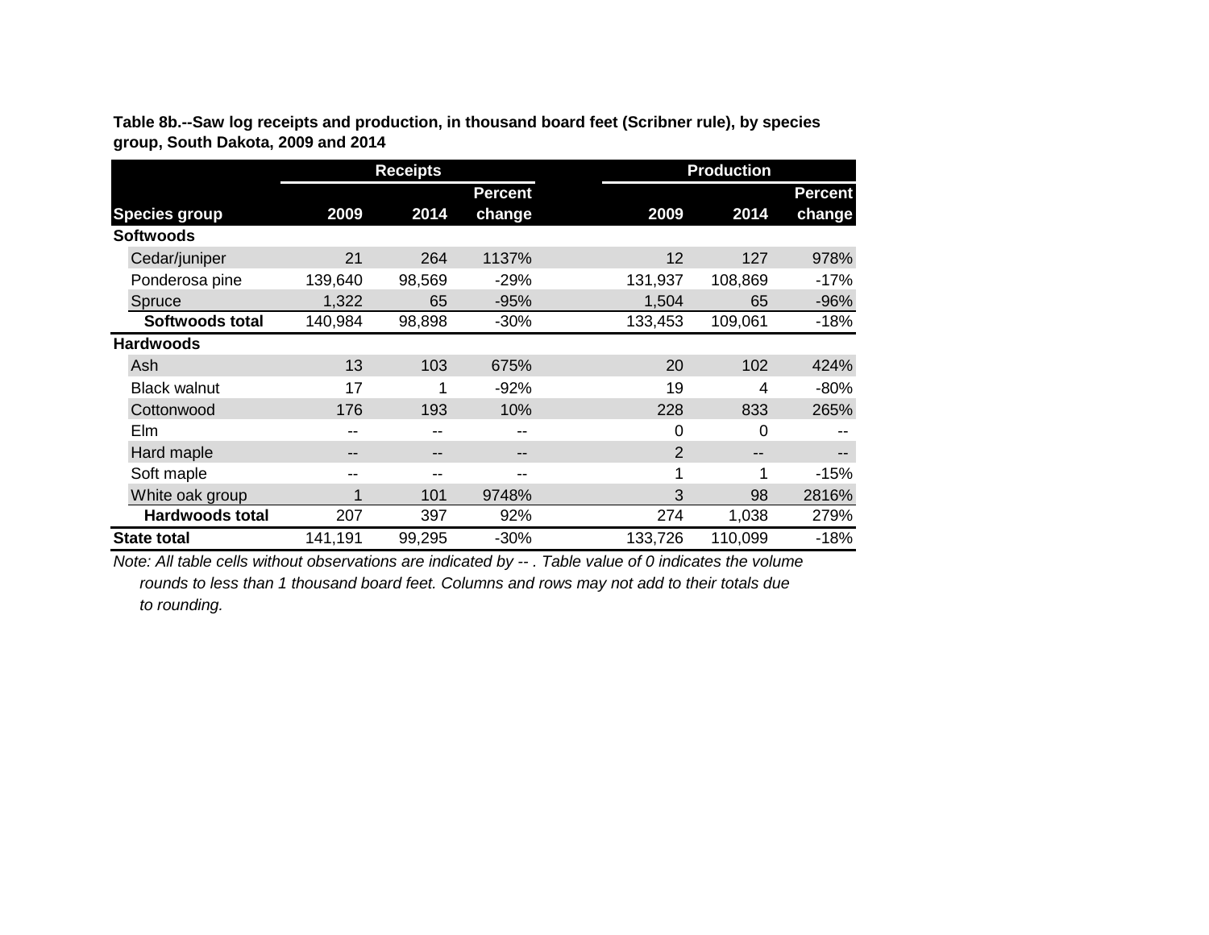**Table 8b.--Saw log receipts and production, in thousand board feet (Scribner rule), by species group, South Dakota, 2009 and 2014**

| | Receipts | | | Production | | |
|---|---|---|---|---|---|---|
| Species group | 2009 | 2014 | Percent change | 2009 | 2014 | Percent change |
| **Softwoods** | | | | | | |
| Cedar/juniper | 21 | 264 | 1137% | 12 | 127 | 978% |
| Ponderosa pine | 139,640 | 98,569 | -29% | 131,937 | 108,869 | -17% |
| Spruce | 1,322 | 65 | -95% | 1,504 | 65 | -96% |
| **Softwoods total** | 140,984 | 98,898 | -30% | 133,453 | 109,061 | -18% |
| **Hardwoods** | | | | | | |
| Ash | 13 | 103 | 675% | 20 | 102 | 424% |
| Black walnut | 17 | 1 | -92% | 19 | 4 | -80% |
| Cottonwood | 176 | 193 | 10% | 228 | 833 | 265% |
| Elm | -- | -- | -- | 0 | 0 | -- |
| Hard maple | -- | -- | -- | 2 | -- | -- |
| Soft maple | -- | -- | -- | 1 | 1 | -15% |
| White oak group | 1 | 101 | 9748% | 3 | 98 | 2816% |
| **Hardwoods total** | 207 | 397 | 92% | 274 | 1,038 | 279% |
| **State total** | 141,191 | 99,295 | -30% | 133,726 | 110,099 | -18% |

*Note: All table cells without observations are indicated by -- . Table value of 0 indicates the volume rounds to less than 1 thousand board feet. Columns and rows may not add to their totals due to rounding.*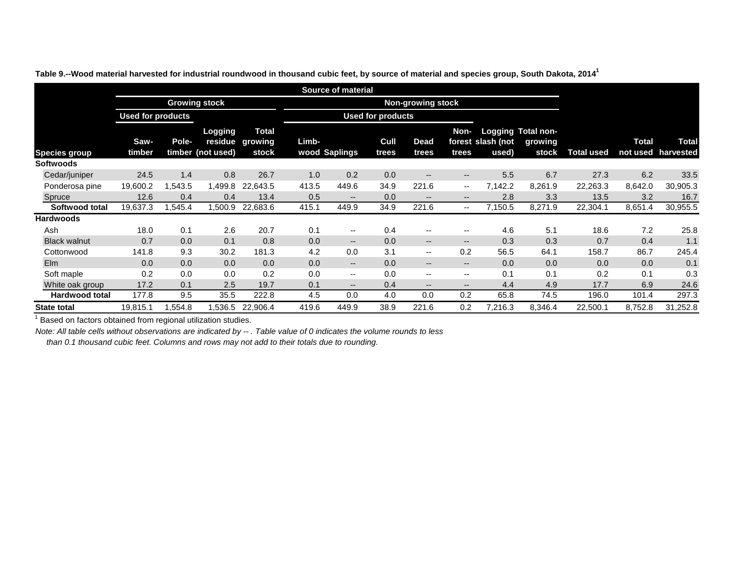**Table 9.--Wood material harvested for industrial roundwood in thousand cubic feet, by source of material and species group, South Dakota, 2014[1]**

| | Source of material | | | | | | | | | | | | | |
|---|---|---|---|---|---|---|---|---|---|---|---|---|---|---|
| | Growing stock | | | | Non-growing stock | | | | | | | | | |
| | Used for products | | | | Used for products | | | | | | | | | |
| Species group | Saw-timber | Pole-timber | Logging residue (not used) | Total growing stock | Limb-wood | Saplings | Cull trees | Dead trees | Non-forest trees | Logging slash (not used) | Total non-growing stock | Total used | Total not used | Total harvested |
| **Softwoods** | | | | | | | | | | | | | | |
| Cedar/juniper | 24.5 | 1.4 | 0.8 | 26.7 | 1.0 | 0.2 | 0.0 | -- | -- | 5.5 | 6.7 | 27.3 | 6.2 | 33.5 |
| Ponderosa pine | 19,600.2 | 1,543.5 | 1,499.8 | 22,643.5 | 413.5 | 449.6 | 34.9 | 221.6 | -- | 7,142.2 | 8,261.9 | 22,263.3 | 8,642.0 | 30,905.3 |
| Spruce | 12.6 | 0.4 | 0.4 | 13.4 | 0.5 | -- | 0.0 | -- | -- | 2.8 | 3.3 | 13.5 | 3.2 | 16.7 |
| **Softwood total** | 19,637.3 | 1,545.4 | 1,500.9 | 22,683.6 | 415.1 | 449.9 | 34.9 | 221.6 | -- | 7,150.5 | 8,271.9 | 22,304.1 | 8,651.4 | 30,955.5 |
| **Hardwoods** | | | | | | | | | | | | | | |
| Ash | 18.0 | 0.1 | 2.6 | 20.7 | 0.1 | -- | 0.4 | -- | -- | 4.6 | 5.1 | 18.6 | 7.2 | 25.8 |
| Black walnut | 0.7 | 0.0 | 0.1 | 0.8 | 0.0 | -- | 0.0 | -- | -- | 0.3 | 0.3 | 0.7 | 0.4 | 1.1 |
| Cottonwood | 141.8 | 9.3 | 30.2 | 181.3 | 4.2 | 0.0 | 3.1 | -- | 0.2 | 56.5 | 64.1 | 158.7 | 86.7 | 245.4 |
| Elm | 0.0 | 0.0 | 0.0 | 0.0 | 0.0 | -- | 0.0 | -- | -- | 0.0 | 0.0 | 0.0 | 0.0 | 0.1 |
| Soft maple | 0.2 | 0.0 | 0.0 | 0.2 | 0.0 | -- | 0.0 | -- | -- | 0.1 | 0.1 | 0.2 | 0.1 | 0.3 |
| White oak group | 17.2 | 0.1 | 2.5 | 19.7 | 0.1 | -- | 0.4 | -- | -- | 4.4 | 4.9 | 17.7 | 6.9 | 24.6 |
| **Hardwood total** | 177.8 | 9.5 | 35.5 | 222.8 | 4.5 | 0.0 | 4.0 | 0.0 | 0.2 | 65.8 | 74.5 | 196.0 | 101.4 | 297.3 |
| **State total** | 19,815.1 | 1,554.8 | 1,536.5 | 22,906.4 | 419.6 | 449.9 | 38.9 | 221.6 | 0.2 | 7,216.3 | 8,346.4 | 22,500.1 | 8,752.8 | 31,252.8 |

[1] Based on factors obtained from regional utilization studies.

*Note: All table cells without observations are indicated by -- . Table value of 0 indicates the volume rounds to less than 0.1 thousand cubic feet. Columns and rows may not add to their totals due to rounding.*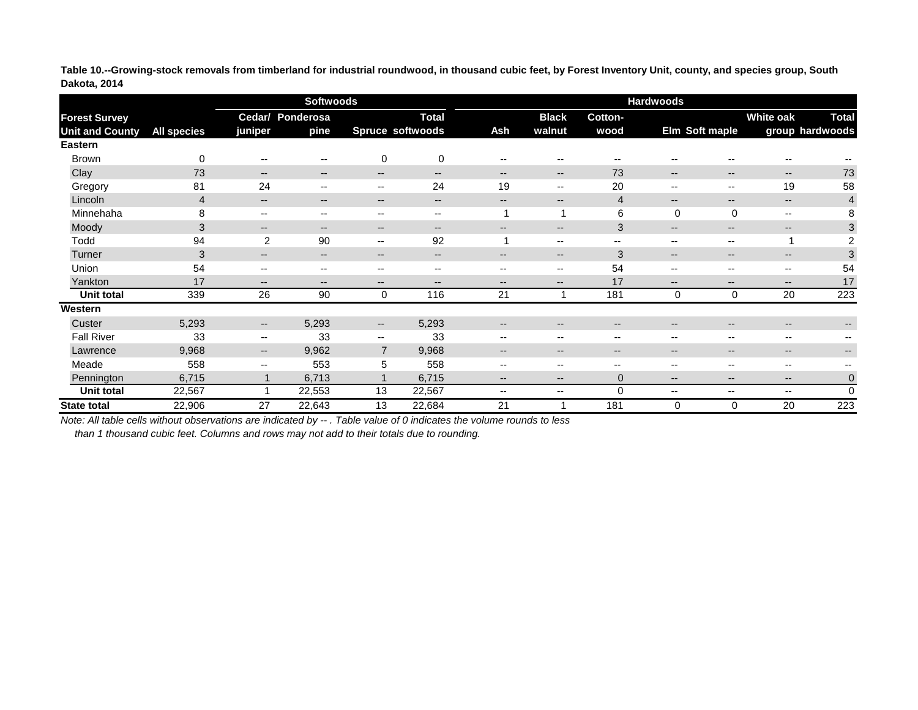**Table 10.--Growing-stock removals from timberland for industrial roundwood, in thousand cubic feet, by Forest Inventory Unit, county, and species group, South Dakota, 2014**

| Forest Survey Unit and County | All species | Softwoods | | | | Hardwoods | | | | | | |
|---|---|---|---|---|---|---|---|---|---|---|---|---|
| | | Cedar/ juniper | Ponderosa pine | Spruce | Total softwoods | Ash | Black walnut | Cotton-wood | Elm | Soft maple | White oak group | Total hardwoods |
| **Eastern** | | | | | | | | | | | | |
| Brown | 0 | -- | -- | 0 | 0 | -- | -- | -- | -- | -- | -- | -- |
| Clay | 73 | -- | -- | -- | -- | -- | -- | 73 | -- | -- | -- | 73 |
| Gregory | 81 | 24 | -- | -- | 24 | 19 | -- | 20 | -- | -- | 19 | 58 |
| Lincoln | 4 | -- | -- | -- | -- | -- | -- | 4 | -- | -- | -- | 4 |
| Minnehaha | 8 | -- | -- | -- | -- | 1 | 1 | 6 | 0 | 0 | -- | 8 |
| Moody | 3 | -- | -- | -- | -- | -- | -- | 3 | -- | -- | -- | 3 |
| Todd | 94 | 2 | 90 | -- | 92 | 1 | -- | -- | -- | -- | 1 | 2 |
| Turner | 3 | -- | -- | -- | -- | -- | -- | 3 | -- | -- | -- | 3 |
| Union | 54 | -- | -- | -- | -- | -- | -- | 54 | -- | -- | -- | 54 |
| Yankton | 17 | -- | -- | -- | -- | -- | -- | 17 | -- | -- | -- | 17 |
| **Unit total** | 339 | 26 | 90 | 0 | 116 | 21 | 1 | 181 | 0 | 0 | 20 | 223 |
| **Western** | | | | | | | | | | | | |
| Custer | 5,293 | -- | 5,293 | -- | 5,293 | -- | -- | -- | -- | -- | -- | -- |
| Fall River | 33 | -- | 33 | -- | 33 | -- | -- | -- | -- | -- | -- | -- |
| Lawrence | 9,968 | -- | 9,962 | 7 | 9,968 | -- | -- | -- | -- | -- | -- | -- |
| Meade | 558 | -- | 553 | 5 | 558 | -- | -- | -- | -- | -- | -- | -- |
| Pennington | 6,715 | 1 | 6,713 | 1 | 6,715 | -- | -- | 0 | -- | -- | -- | 0 |
| **Unit total** | 22,567 | 1 | 22,553 | 13 | 22,567 | -- | -- | 0 | -- | -- | -- | 0 |
| **State total** | 22,906 | 27 | 22,643 | 13 | 22,684 | 21 | 1 | 181 | 0 | 0 | 20 | 223 |

*Note: All table cells without observations are indicated by -- . Table value of 0 indicates the volume rounds to less than 1 thousand cubic feet. Columns and rows may not add to their totals due to rounding.*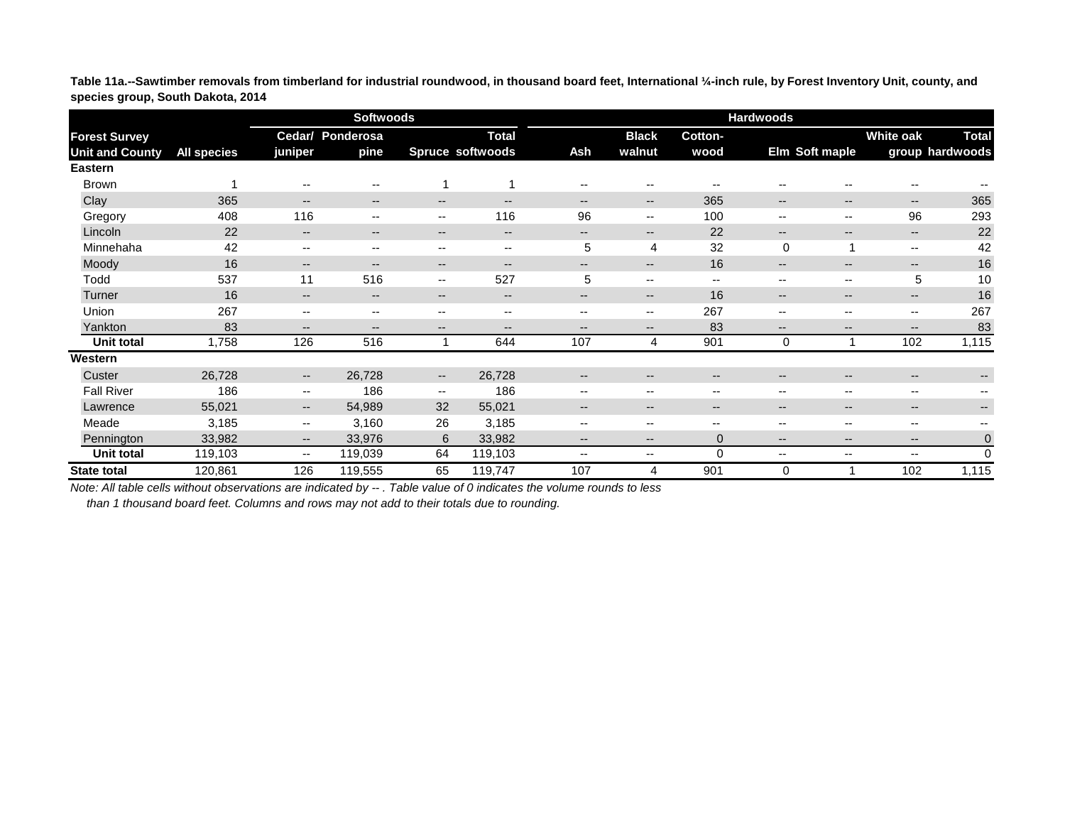**Table 11a.--Sawtimber removals from timberland for industrial roundwood, in thousand board feet, International ¼-inch rule, by Forest Inventory Unit, county, and species group, South Dakota, 2014**

| Forest Survey Unit and County | All species | Softwoods | | | | Hardwoods | | | | | | |
|---|---|---|---|---|---|---|---|---|---|---|---|---|
| | | Cedar/ juniper | Ponderosa pine | Spruce | Total softwoods | Ash | Black walnut | Cotton-wood | Elm | Soft maple | White oak group | Total hardwoods |
| **Eastern** | | | | | | | | | | | | |
| Brown | 1 | -- | -- | 1 | 1 | -- | -- | -- | -- | -- | -- | -- |
| Clay | 365 | -- | -- | -- | -- | -- | -- | 365 | -- | -- | -- | 365 |
| Gregory | 408 | 116 | -- | -- | 116 | 96 | -- | 100 | -- | -- | 96 | 293 |
| Lincoln | 22 | -- | -- | -- | -- | -- | -- | 22 | -- | -- | -- | 22 |
| Minnehaha | 42 | -- | -- | -- | -- | 5 | 4 | 32 | 0 | 1 | -- | 42 |
| Moody | 16 | -- | -- | -- | -- | -- | -- | 16 | -- | -- | -- | 16 |
| Todd | 537 | 11 | 516 | -- | 527 | 5 | -- | -- | -- | -- | 5 | 10 |
| Turner | 16 | -- | -- | -- | -- | -- | -- | 16 | -- | -- | -- | 16 |
| Union | 267 | -- | -- | -- | -- | -- | -- | 267 | -- | -- | -- | 267 |
| Yankton | 83 | -- | -- | -- | -- | -- | -- | 83 | -- | -- | -- | 83 |
| **Unit total** | 1,758 | 126 | 516 | 1 | 644 | 107 | 4 | 901 | 0 | 1 | 102 | 1,115 |
| **Western** | | | | | | | | | | | | |
| Custer | 26,728 | -- | 26,728 | -- | 26,728 | -- | -- | -- | -- | -- | -- | -- |
| Fall River | 186 | -- | 186 | -- | 186 | -- | -- | -- | -- | -- | -- | -- |
| Lawrence | 55,021 | -- | 54,989 | 32 | 55,021 | -- | -- | -- | -- | -- | -- | -- |
| Meade | 3,185 | -- | 3,160 | 26 | 3,185 | -- | -- | -- | -- | -- | -- | -- |
| Pennington | 33,982 | -- | 33,976 | 6 | 33,982 | -- | -- | 0 | -- | -- | -- | 0 |
| **Unit total** | 119,103 | -- | 119,039 | 64 | 119,103 | -- | -- | 0 | -- | -- | -- | 0 |
| **State total** | 120,861 | 126 | 119,555 | 65 | 119,747 | 107 | 4 | 901 | 0 | 1 | 102 | 1,115 |

*Note: All table cells without observations are indicated by -- . Table value of 0 indicates the volume rounds to less than 1 thousand board feet. Columns and rows may not add to their totals due to rounding.*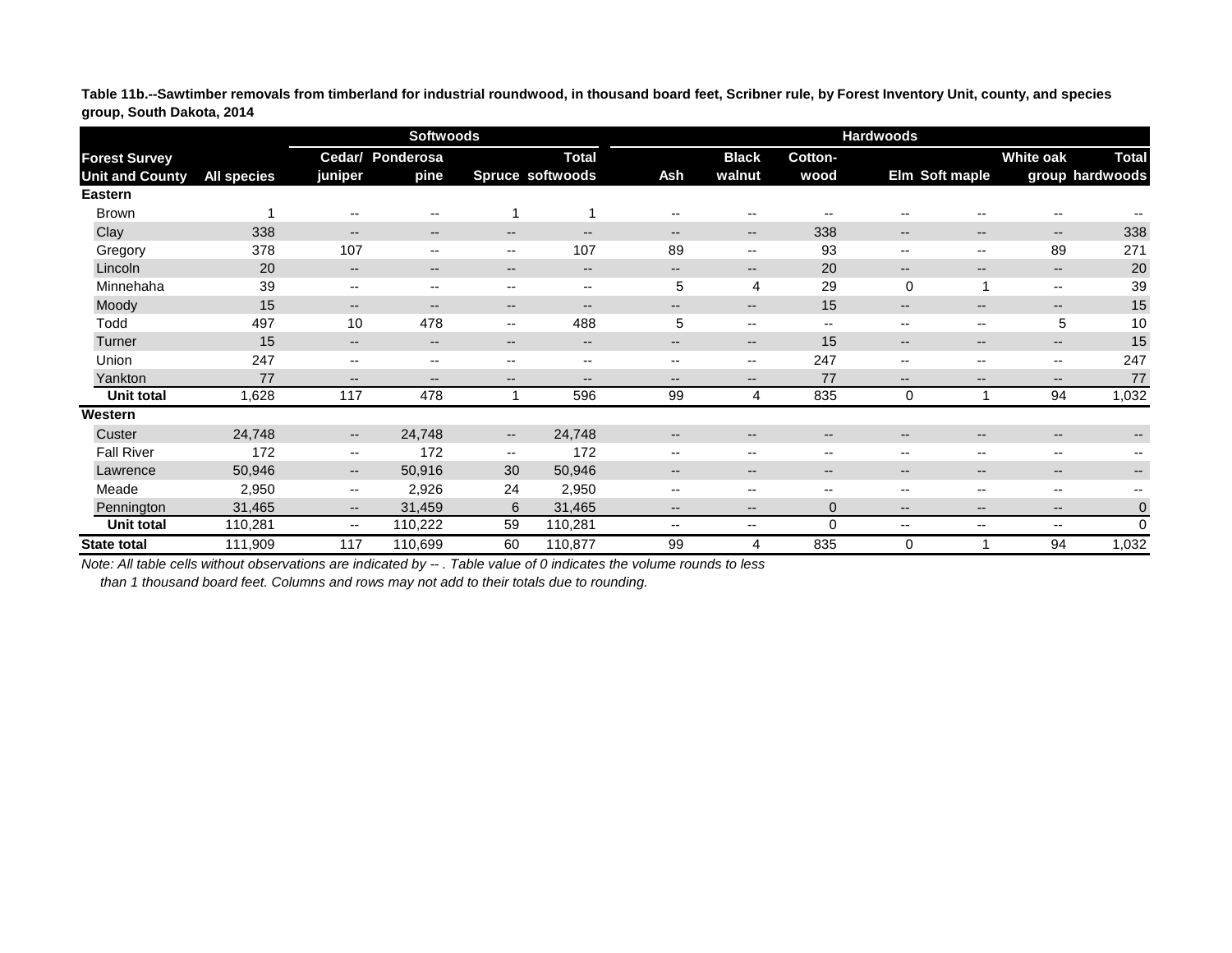**Table 11b.--Sawtimber removals from timberland for industrial roundwood, in thousand board feet, Scribner rule, by Forest Inventory Unit, county, and species group, South Dakota, 2014**

| Forest Survey Unit and County | All species | Softwoods | | | | Hardwoods | | | | | | |
|---|---|---|---|---|---|---|---|---|---|---|---|---|
| | | Cedar/ juniper | Ponderosa pine | Spruce | Total softwoods | Ash | Black walnut | Cotton-wood | Elm | Soft maple | White oak group | Total hardwoods |
| **Eastern** | | | | | | | | | | | | |
| Brown | 1 | -- | -- | 1 | 1 | -- | -- | -- | -- | -- | -- | -- |
| Clay | 338 | -- | -- | -- | -- | -- | -- | 338 | -- | -- | -- | 338 |
| Gregory | 378 | 107 | -- | -- | 107 | 89 | -- | 93 | -- | -- | 89 | 271 |
| Lincoln | 20 | -- | -- | -- | -- | -- | -- | 20 | -- | -- | -- | 20 |
| Minnehaha | 39 | -- | -- | -- | -- | 5 | 4 | 29 | 0 | 1 | -- | 39 |
| Moody | 15 | -- | -- | -- | -- | -- | -- | 15 | -- | -- | -- | 15 |
| Todd | 497 | 10 | 478 | -- | 488 | 5 | -- | -- | -- | -- | 5 | 10 |
| Turner | 15 | -- | -- | -- | -- | -- | -- | 15 | -- | -- | -- | 15 |
| Union | 247 | -- | -- | -- | -- | -- | -- | 247 | -- | -- | -- | 247 |
| Yankton | 77 | -- | -- | -- | -- | -- | -- | 77 | -- | -- | -- | 77 |
| **Unit total** | 1,628 | 117 | 478 | 1 | 596 | 99 | 4 | 835 | 0 | 1 | 94 | 1,032 |
| **Western** | | | | | | | | | | | | |
| Custer | 24,748 | -- | 24,748 | -- | 24,748 | -- | -- | -- | -- | -- | -- | -- |
| Fall River | 172 | -- | 172 | -- | 172 | -- | -- | -- | -- | -- | -- | -- |
| Lawrence | 50,946 | -- | 50,916 | 30 | 50,946 | -- | -- | -- | -- | -- | -- | -- |
| Meade | 2,950 | -- | 2,926 | 24 | 2,950 | -- | -- | -- | -- | -- | -- | -- |
| Pennington | 31,465 | -- | 31,459 | 6 | 31,465 | -- | -- | 0 | -- | -- | -- | 0 |
| **Unit total** | 110,281 | -- | 110,222 | 59 | 110,281 | -- | -- | 0 | -- | -- | -- | 0 |
| **State total** | 111,909 | 117 | 110,699 | 60 | 110,877 | 99 | 4 | 835 | 0 | 1 | 94 | 1,032 |

*Note: All table cells without observations are indicated by -- . Table value of 0 indicates the volume rounds to less than 1 thousand board feet. Columns and rows may not add to their totals due to rounding.*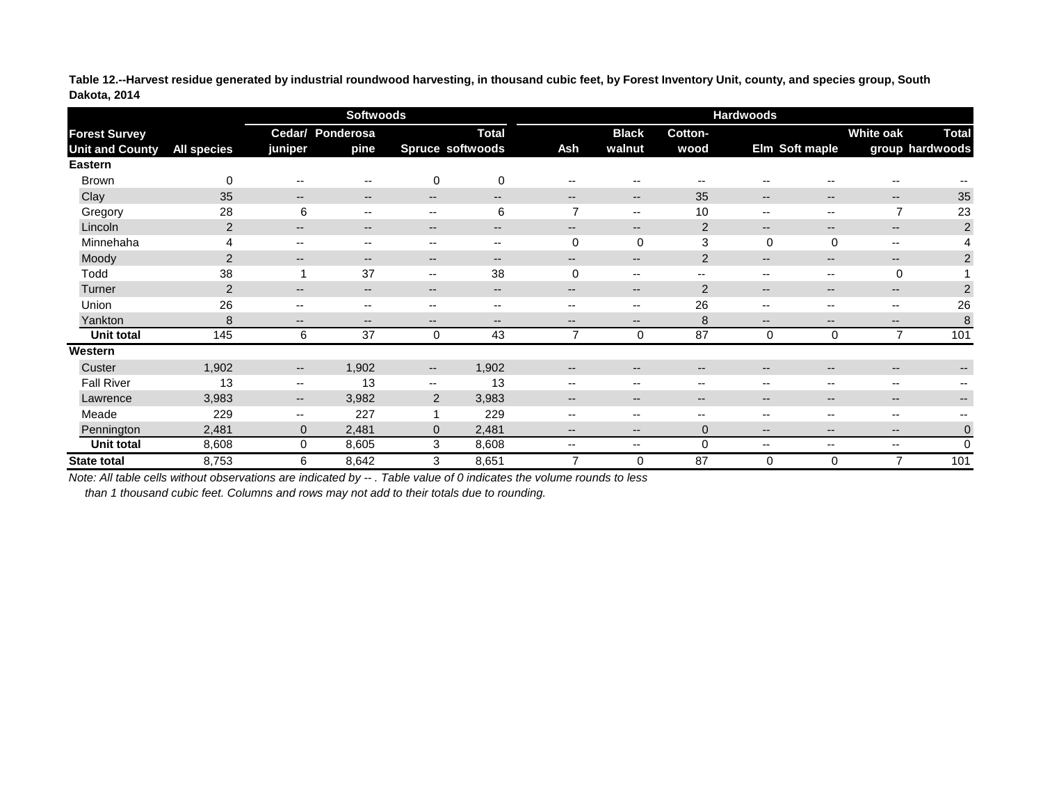**Table 12.--Harvest residue generated by industrial roundwood harvesting, in thousand cubic feet, by Forest Inventory Unit, county, and species group, South Dakota, 2014**

| Forest Survey Unit and County | All species | Softwoods | | | | Hardwoods | | | | | | |
|---|---|---|---|---|---|---|---|---|---|---|---|---|
| | | Cedar/ juniper | Ponderosa pine | Spruce | Total softwoods | Ash | Black walnut | Cotton-wood | Elm | Soft maple | White oak group | Total hardwoods |
| **Eastern** | | | | | | | | | | | | |
| Brown | 0 | -- | -- | 0 | 0 | -- | -- | -- | -- | -- | -- | -- |
| Clay | 35 | -- | -- | -- | -- | -- | -- | 35 | -- | -- | -- | 35 |
| Gregory | 28 | 6 | -- | -- | 6 | 7 | -- | 10 | -- | -- | 7 | 23 |
| Lincoln | 2 | -- | -- | -- | -- | -- | -- | 2 | -- | -- | -- | 2 |
| Minnehaha | 4 | -- | -- | -- | -- | 0 | 0 | 3 | 0 | 0 | -- | 4 |
| Moody | 2 | -- | -- | -- | -- | -- | -- | 2 | -- | -- | -- | 2 |
| Todd | 38 | 1 | 37 | -- | 38 | 0 | -- | -- | -- | -- | 0 | 1 |
| Turner | 2 | -- | -- | -- | -- | -- | -- | 2 | -- | -- | -- | 2 |
| Union | 26 | -- | -- | -- | -- | -- | -- | 26 | -- | -- | -- | 26 |
| Yankton | 8 | -- | -- | -- | -- | -- | -- | 8 | -- | -- | -- | 8 |
| **Unit total** | 145 | 6 | 37 | 0 | 43 | 7 | 0 | 87 | 0 | 0 | 7 | 101 |
| **Western** | | | | | | | | | | | | |
| Custer | 1,902 | -- | 1,902 | -- | 1,902 | -- | -- | -- | -- | -- | -- | -- |
| Fall River | 13 | -- | 13 | -- | 13 | -- | -- | -- | -- | -- | -- | -- |
| Lawrence | 3,983 | -- | 3,982 | 2 | 3,983 | -- | -- | -- | -- | -- | -- | -- |
| Meade | 229 | -- | 227 | 1 | 229 | -- | -- | -- | -- | -- | -- | -- |
| Pennington | 2,481 | 0 | 2,481 | 0 | 2,481 | -- | -- | 0 | -- | -- | -- | 0 |
| **Unit total** | 8,608 | 0 | 8,605 | 3 | 8,608 | -- | -- | 0 | -- | -- | -- | 0 |
| **State total** | 8,753 | 6 | 8,642 | 3 | 8,651 | 7 | 0 | 87 | 0 | 0 | 7 | 101 |

*Note: All table cells without observations are indicated by -- . Table value of 0 indicates the volume rounds to less than 1 thousand cubic feet. Columns and rows may not add to their totals due to rounding.*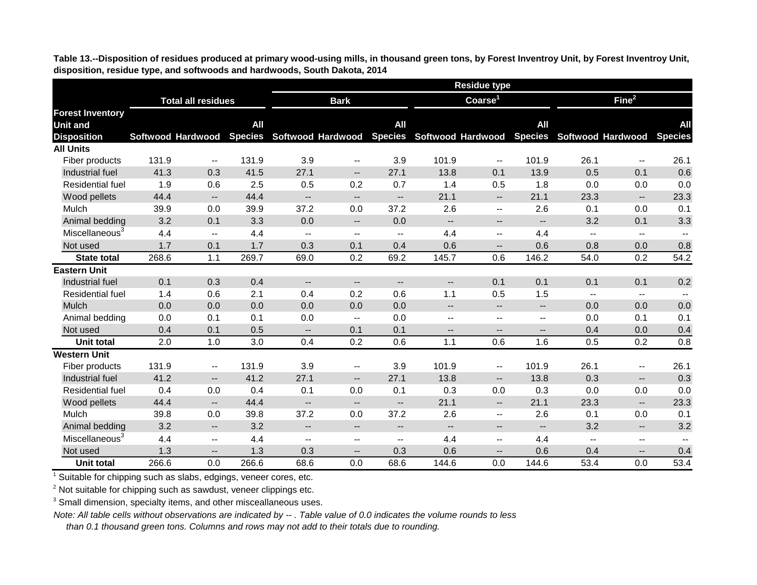**Table 13.--Disposition of residues produced at primary wood-using mills, in thousand green tons, by Forest Inventroy Unit, by Forest Inventroy Unit, disposition, residue type, and softwoods and hardwoods, South Dakota, 2014**

| Forest Inventory Unit and Disposition | Total all residues | | | Residue type | | | | | | | | |
|---|---|---|---|---|---|---|---|---|---|---|---|---|
| | | | | Bark | | | Coarse[1] | | | Fine[2] | | |
| | Softwood | Hardwood | All Species | Softwood | Hardwood | All Species | Softwood | Hardwood | All Species | Softwood | Hardwood | All Species |
| **All Units** | | | | | | | | | | | | |
| Fiber products | 131.9 | -- | 131.9 | 3.9 | -- | 3.9 | 101.9 | -- | 101.9 | 26.1 | -- | 26.1 |
| Industrial fuel | 41.3 | 0.3 | 41.5 | 27.1 | -- | 27.1 | 13.8 | 0.1 | 13.9 | 0.5 | 0.1 | 0.6 |
| Residential fuel | 1.9 | 0.6 | 2.5 | 0.5 | 0.2 | 0.7 | 1.4 | 0.5 | 1.8 | 0.0 | 0.0 | 0.0 |
| Wood pellets | 44.4 | -- | 44.4 | -- | -- | -- | 21.1 | -- | 21.1 | 23.3 | -- | 23.3 |
| Mulch | 39.9 | 0.0 | 39.9 | 37.2 | 0.0 | 37.2 | 2.6 | -- | 2.6 | 0.1 | 0.0 | 0.1 |
| Animal bedding | 3.2 | 0.1 | 3.3 | 0.0 | -- | 0.0 | -- | -- | -- | 3.2 | 0.1 | 3.3 |
| Miscellaneous[3] | 4.4 | -- | 4.4 | -- | -- | -- | 4.4 | -- | 4.4 | -- | -- | -- |
| Not used | 1.7 | 0.1 | 1.7 | 0.3 | 0.1 | 0.4 | 0.6 | -- | 0.6 | 0.8 | 0.0 | 0.8 |
| **State total** | 268.6 | 1.1 | 269.7 | 69.0 | 0.2 | 69.2 | 145.7 | 0.6 | 146.2 | 54.0 | 0.2 | 54.2 |
| **Eastern Unit** | | | | | | | | | | | | |
| Industrial fuel | 0.1 | 0.3 | 0.4 | -- | -- | -- | -- | 0.1 | 0.1 | 0.1 | 0.1 | 0.2 |
| Residential fuel | 1.4 | 0.6 | 2.1 | 0.4 | 0.2 | 0.6 | 1.1 | 0.5 | 1.5 | -- | -- | -- |
| Mulch | 0.0 | 0.0 | 0.0 | 0.0 | 0.0 | 0.0 | -- | -- | -- | 0.0 | 0.0 | 0.0 |
| Animal bedding | 0.0 | 0.1 | 0.1 | 0.0 | -- | 0.0 | -- | -- | -- | 0.0 | 0.1 | 0.1 |
| Not used | 0.4 | 0.1 | 0.5 | -- | 0.1 | 0.1 | -- | -- | -- | 0.4 | 0.0 | 0.4 |
| **Unit total** | 2.0 | 1.0 | 3.0 | 0.4 | 0.2 | 0.6 | 1.1 | 0.6 | 1.6 | 0.5 | 0.2 | 0.8 |
| **Western Unit** | | | | | | | | | | | | |
| Fiber products | 131.9 | -- | 131.9 | 3.9 | -- | 3.9 | 101.9 | -- | 101.9 | 26.1 | -- | 26.1 |
| Industrial fuel | 41.2 | -- | 41.2 | 27.1 | -- | 27.1 | 13.8 | -- | 13.8 | 0.3 | -- | 0.3 |
| Residential fuel | 0.4 | 0.0 | 0.4 | 0.1 | 0.0 | 0.1 | 0.3 | 0.0 | 0.3 | 0.0 | 0.0 | 0.0 |
| Wood pellets | 44.4 | -- | 44.4 | -- | -- | -- | 21.1 | -- | 21.1 | 23.3 | -- | 23.3 |
| Mulch | 39.8 | 0.0 | 39.8 | 37.2 | 0.0 | 37.2 | 2.6 | -- | 2.6 | 0.1 | 0.0 | 0.1 |
| Animal bedding | 3.2 | -- | 3.2 | -- | -- | -- | -- | -- | -- | 3.2 | -- | 3.2 |
| Miscellaneous[3] | 4.4 | -- | 4.4 | -- | -- | -- | 4.4 | -- | 4.4 | -- | -- | -- |
| Not used | 1.3 | -- | 1.3 | 0.3 | -- | 0.3 | 0.6 | -- | 0.6 | 0.4 | -- | 0.4 |
| **Unit total** | 266.6 | 0.0 | 266.6 | 68.6 | 0.0 | 68.6 | 144.6 | 0.0 | 144.6 | 53.4 | 0.0 | 53.4 |

[1] Suitable for chipping such as slabs, edgings, veneer cores, etc.

[2] Not suitable for chipping such as sawdust, veneer clippings etc.

[3] Small dimension, specialty items, and other misceallaneous uses.

*Note: All table cells without observations are indicated by -- . Table value of 0.0 indicates the volume rounds to less than 0.1 thousand green tons. Columns and rows may not add to their totals due to rounding.*